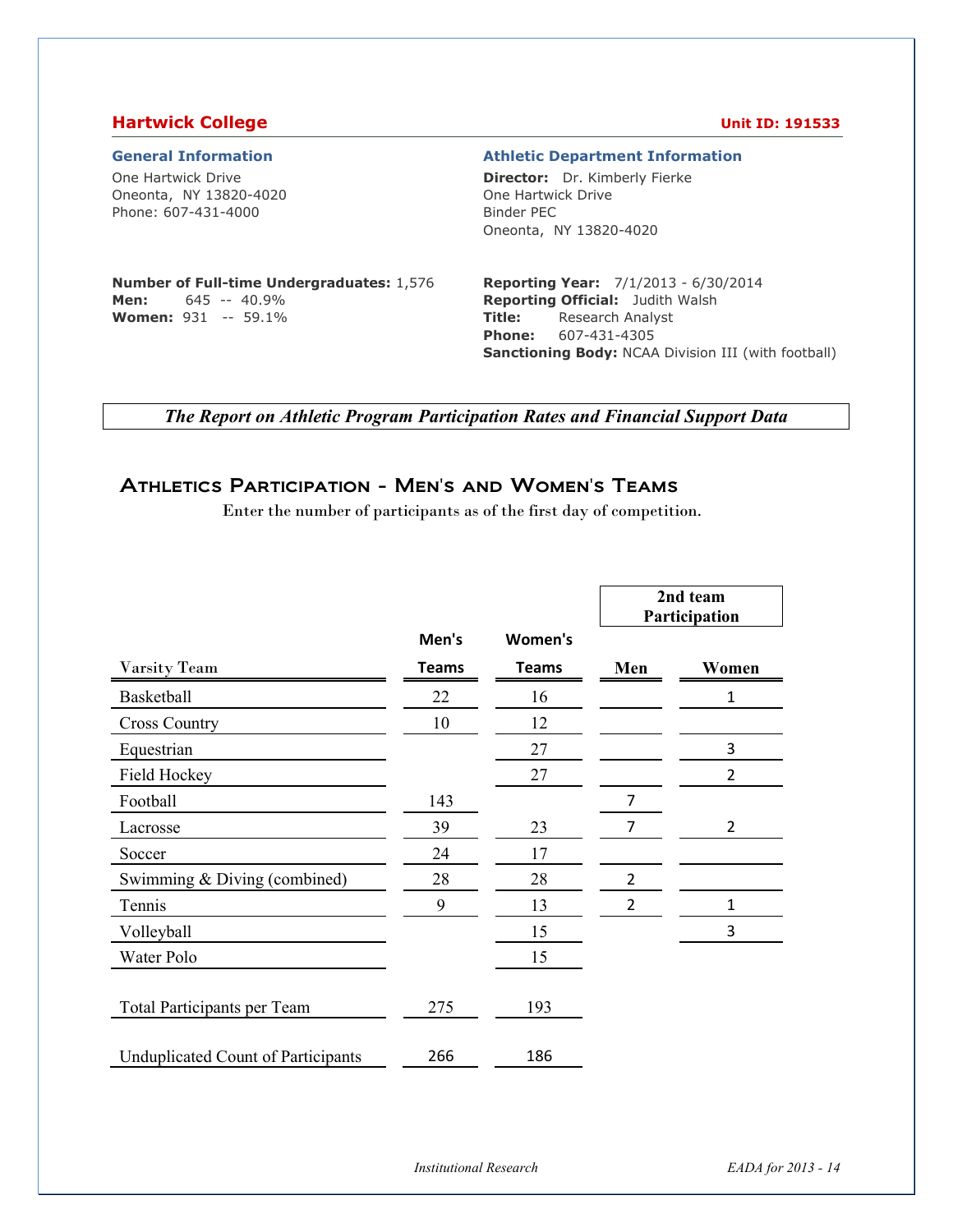## Hartwick College

**Unit ID: 191533**

### General Information

One Hartwick Drive
Oneonta, NY 13820-4020
Phone: 607-431-4000

**Number of Full-time Undergraduates:** 1,576
**Men:** 645 -- 40.9%
**Women:** 931 -- 59.1%

### Athletic Department Information

**Director:** Dr. Kimberly Fierke
One Hartwick Drive
Binder PEC
Oneonta, NY 13820-4020

**Reporting Year:** 7/1/2013 - 6/30/2014
**Reporting Official:** Judith Walsh
**Title:** Research Analyst
**Phone:** 607-431-4305
**Sanctioning Body:** NCAA Division III (with football)

***The Report on Athletic Program Participation Rates and Financial Support Data***

## Athletics Participation - Men's and Women's Teams

Enter the number of participants as of the first day of competition.

| Varsity Team | Men's Teams | Women's Teams | 2nd team Participation Men | 2nd team Participation Women |
|---|---|---|---|---|
| Basketball | 22 | 16 | | 1 |
| Cross Country | 10 | 12 | | |
| Equestrian | | 27 | | 3 |
| Field Hockey | | 27 | | 2 |
| Football | 143 | | 7 | |
| Lacrosse | 39 | 23 | 7 | 2 |
| Soccer | 24 | 17 | | |
| Swimming & Diving (combined) | 28 | 28 | 2 | |
| Tennis | 9 | 13 | 2 | 1 |
| Volleyball | | 15 | | 3 |
| Water Polo | | 15 | | |
| Total Participants per Team | 275 | 193 | | |
| Unduplicated Count of Participants | 266 | 186 | | |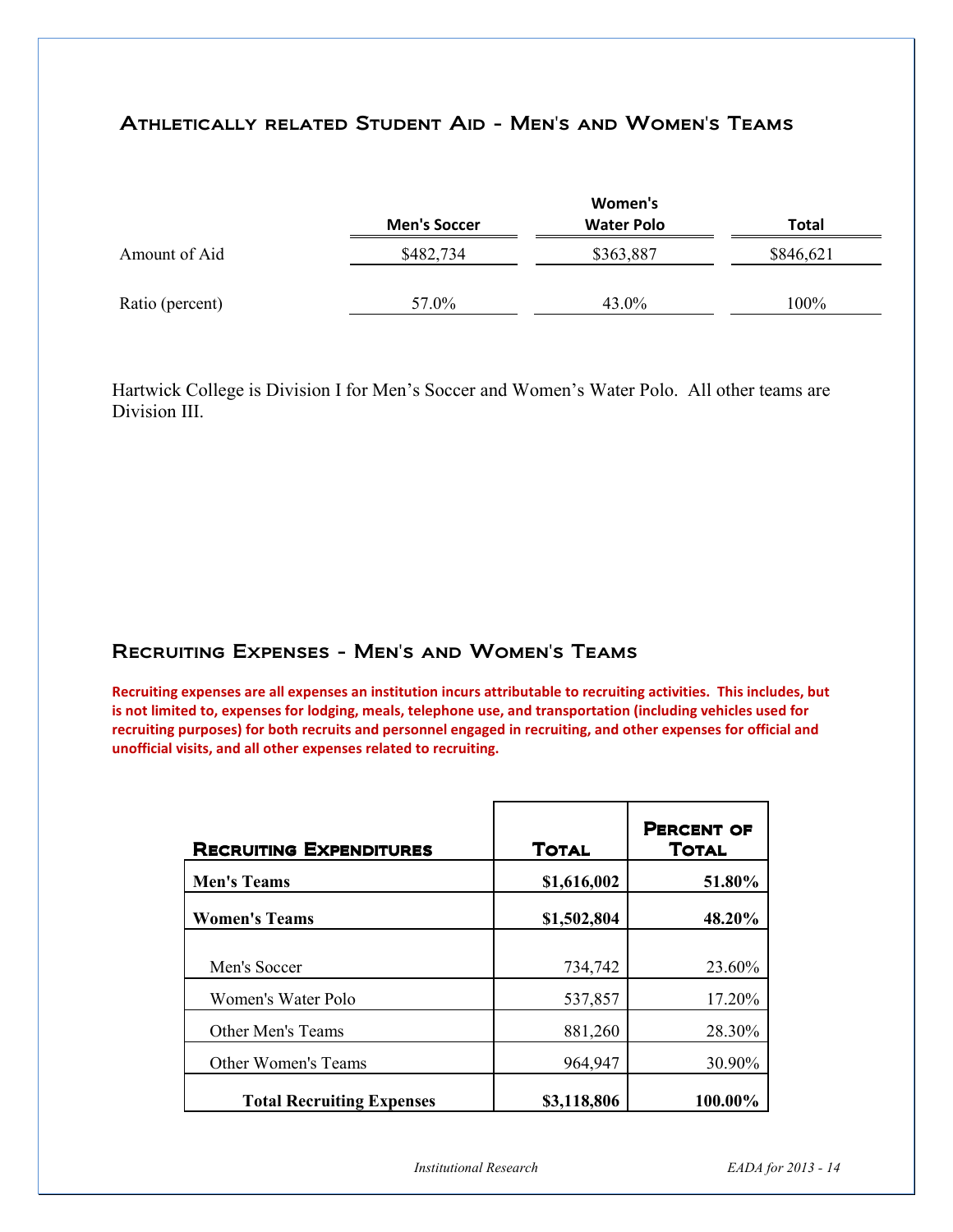## Athletically related Student Aid - Men's and Women's Teams

| | Men's Soccer | Women's Water Polo | Total |
|---|---|---|---|
| Amount of Aid | $482,734 | $363,887 | $846,621 |
| Ratio (percent) | 57.0% | 43.0% | 100% |

Hartwick College is Division I for Men's Soccer and Women's Water Polo. All other teams are Division III.

## Recruiting Expenses - Men's and Women's Teams

**Recruiting expenses are all expenses an institution incurs attributable to recruiting activities. This includes, but is not limited to, expenses for lodging, meals, telephone use, and transportation (including vehicles used for recruiting purposes) for both recruits and personnel engaged in recruiting, and other expenses for official and unofficial visits, and all other expenses related to recruiting.**

| Recruiting Expenditures | Total | Percent of Total |
|---|---|---|
| **Men's Teams** | **$1,616,002** | **51.80%** |
| **Women's Teams** | **$1,502,804** | **48.20%** |
| Men's Soccer | 734,742 | 23.60% |
| Women's Water Polo | 537,857 | 17.20% |
| Other Men's Teams | 881,260 | 28.30% |
| Other Women's Teams | 964,947 | 30.90% |
| **Total Recruiting Expenses** | **$3,118,806** | **100.00%** |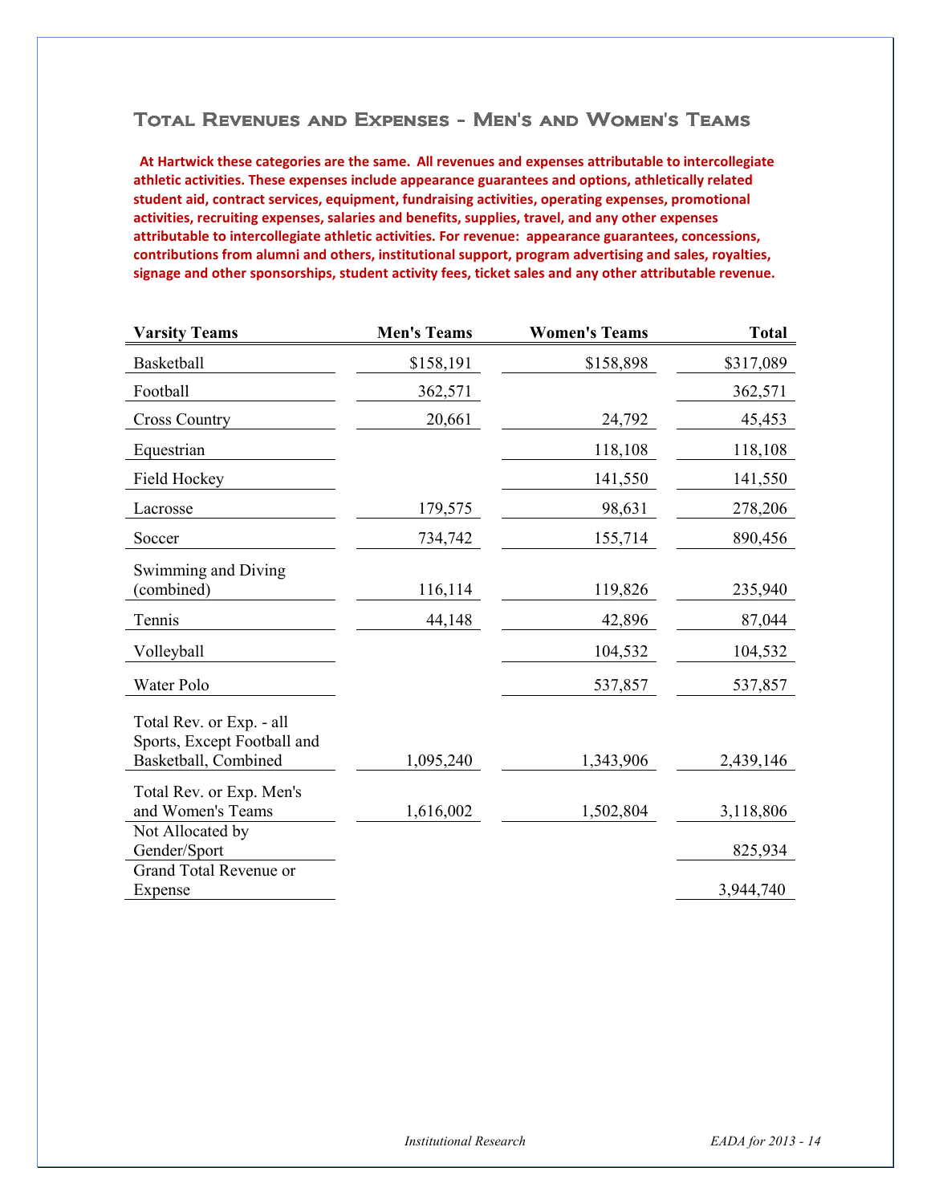## Total Revenues and Expenses - Men's and Women's Teams

**At Hartwick these categories are the same. All revenues and expenses attributable to intercollegiate athletic activities. These expenses include appearance guarantees and options, athletically related student aid, contract services, equipment, fundraising activities, operating expenses, promotional activities, recruiting expenses, salaries and benefits, supplies, travel, and any other expenses attributable to intercollegiate athletic activities. For revenue: appearance guarantees, concessions, contributions from alumni and others, institutional support, program advertising and sales, royalties, signage and other sponsorships, student activity fees, ticket sales and any other attributable revenue.**

| Varsity Teams | Men's Teams | Women's Teams | Total |
|---|---|---|---|
| Basketball | $158,191 | $158,898 | $317,089 |
| Football | 362,571 | | 362,571 |
| Cross Country | 20,661 | 24,792 | 45,453 |
| Equestrian | | 118,108 | 118,108 |
| Field Hockey | | 141,550 | 141,550 |
| Lacrosse | 179,575 | 98,631 | 278,206 |
| Soccer | 734,742 | 155,714 | 890,456 |
| Swimming and Diving (combined) | 116,114 | 119,826 | 235,940 |
| Tennis | 44,148 | 42,896 | 87,044 |
| Volleyball | | 104,532 | 104,532 |
| Water Polo | | 537,857 | 537,857 |
| Total Rev. or Exp. - all Sports, Except Football and Basketball, Combined | 1,095,240 | 1,343,906 | 2,439,146 |
| Total Rev. or Exp. Men's and Women's Teams | 1,616,002 | 1,502,804 | 3,118,806 |
| Not Allocated by Gender/Sport | | | 825,934 |
| Grand Total Revenue or Expense | | | 3,944,740 |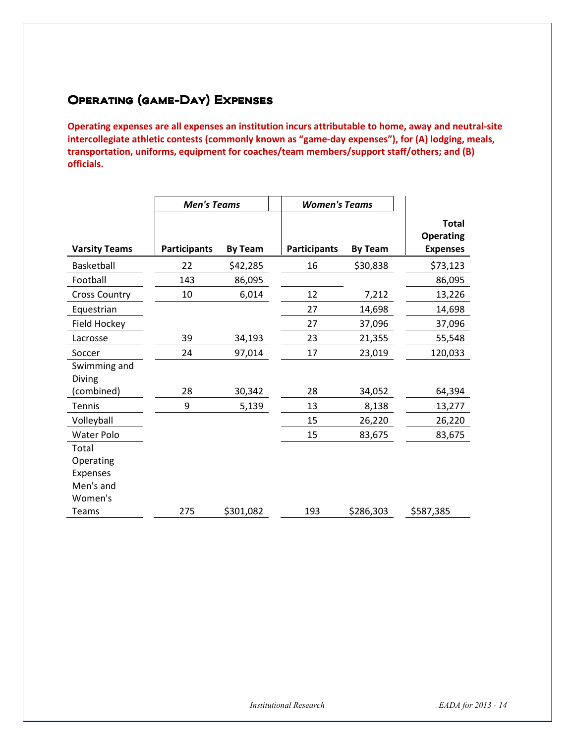## Operating (game-Day) Expenses

**Operating expenses are all expenses an institution incurs attributable to home, away and neutral-site intercollegiate athletic contests (commonly known as "game-day expenses"), for (A) lodging, meals, transportation, uniforms, equipment for coaches/team members/support staff/others; and (B) officials.**

| | *Men's Teams* | | *Women's Teams* | | |
|---|---|---|---|---|---|
| **Varsity Teams** | **Participants** | **By Team** | **Participants** | **By Team** | **Total Operating Expenses** |
| Basketball | 22 | $42,285 | 16 | $30,838 | $73,123 |
| Football | 143 | 86,095 | | | 86,095 |
| Cross Country | 10 | 6,014 | 12 | 7,212 | 13,226 |
| Equestrian | | | 27 | 14,698 | 14,698 |
| Field Hockey | | | 27 | 37,096 | 37,096 |
| Lacrosse | 39 | 34,193 | 23 | 21,355 | 55,548 |
| Soccer | 24 | 97,014 | 17 | 23,019 | 120,033 |
| Swimming and Diving (combined) | 28 | 30,342 | 28 | 34,052 | 64,394 |
| Tennis | 9 | 5,139 | 13 | 8,138 | 13,277 |
| Volleyball | | | 15 | 26,220 | 26,220 |
| Water Polo | | | 15 | 83,675 | 83,675 |
| Total Operating Expenses Men's and Women's Teams | 275 | $301,082 | 193 | $286,303 | $587,385 |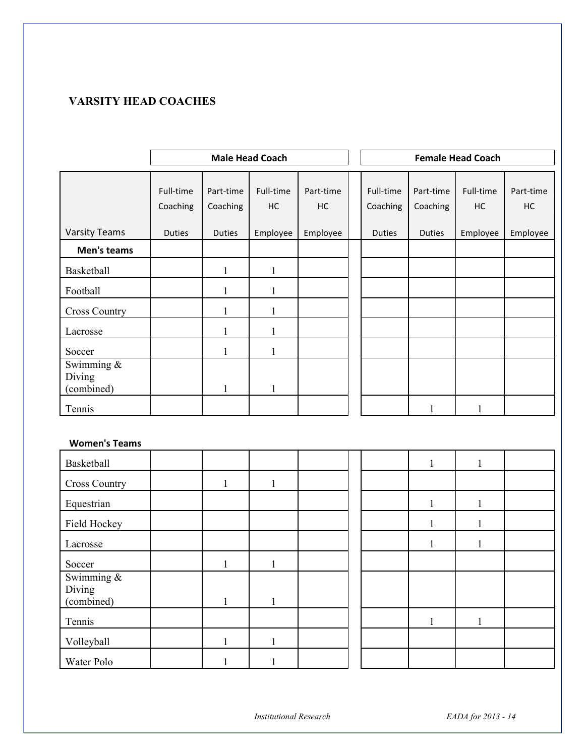## VARSITY HEAD COACHES

| | Male Head Coach | | | | Female Head Coach | | | |
|---|---|---|---|---|---|---|---|---|
| Varsity Teams | Full-time Coaching Duties | Part-time Coaching Duties | Full-time HC Employee | Part-time HC Employee | Full-time Coaching Duties | Part-time Coaching Duties | Full-time HC Employee | Part-time HC Employee |
| **Men's teams** | | | | | | | | |
| Basketball | | 1 | 1 | | | | | |
| Football | | 1 | 1 | | | | | |
| Cross Country | | 1 | 1 | | | | | |
| Lacrosse | | 1 | 1 | | | | | |
| Soccer | | 1 | 1 | | | | | |
| Swimming & Diving (combined) | | 1 | 1 | | | | | |
| Tennis | | | | | | 1 | 1 | |
| **Women's Teams** | | | | | | | | |
| Basketball | | | | | | 1 | 1 | |
| Cross Country | | 1 | 1 | | | | | |
| Equestrian | | | | | | 1 | 1 | |
| Field Hockey | | | | | | 1 | 1 | |
| Lacrosse | | | | | | 1 | 1 | |
| Soccer | | 1 | 1 | | | | | |
| Swimming & Diving (combined) | | 1 | 1 | | | | | |
| Tennis | | | | | | 1 | 1 | |
| Volleyball | | 1 | 1 | | | | | |
| Water Polo | | 1 | 1 | | | | | |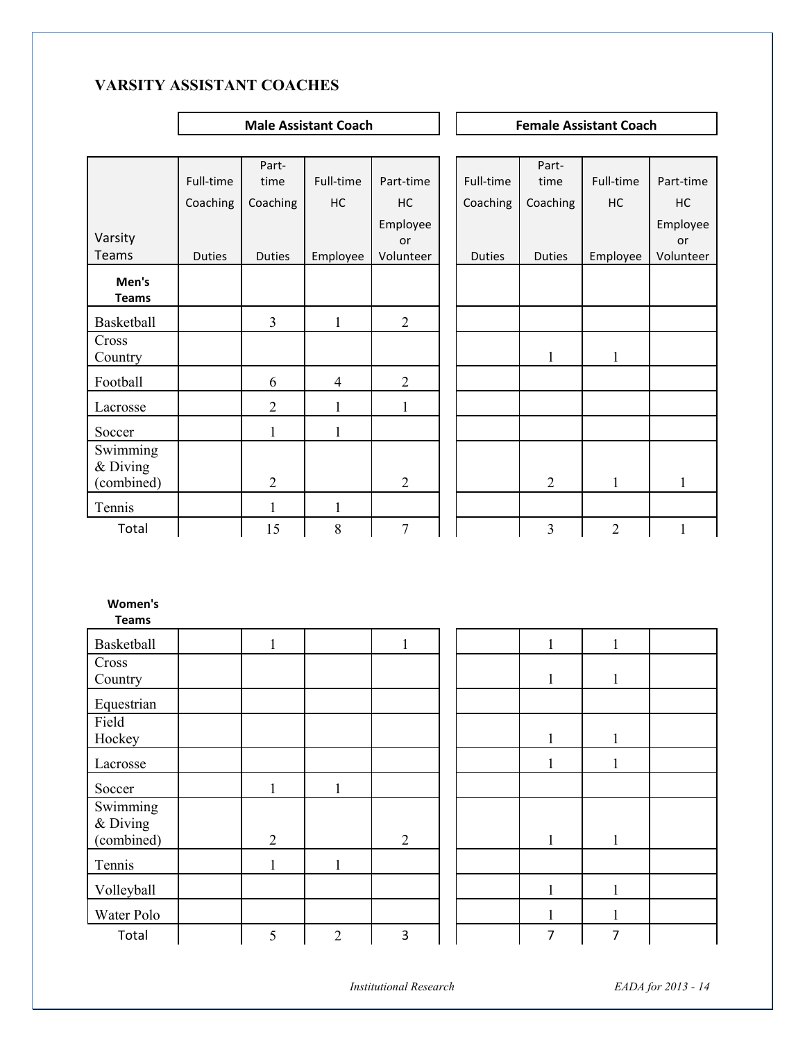## VARSITY ASSISTANT COACHES

| Varsity Teams | Male Assistant Coach | | | | Female Assistant Coach | | | |
|---|---|---|---|---|---|---|---|---|
| | Full-time Coaching Duties | Part-time Coaching Duties | Full-time HC Employee | Part-time HC Employee or Volunteer | Full-time Coaching Duties | Part-time Coaching Duties | Full-time HC Employee | Part-time HC Employee or Volunteer |
| **Men's Teams** | | | | | | | | |
| Basketball | | 3 | 1 | 2 | | | | |
| Cross Country | | | | | | 1 | 1 | |
| Football | | 6 | 4 | 2 | | | | |
| Lacrosse | | 2 | 1 | 1 | | | | |
| Soccer | | 1 | 1 | | | | | |
| Swimming & Diving (combined) | | 2 | | 2 | | 2 | 1 | 1 |
| Tennis | | 1 | 1 | | | | | |
| Total | | 15 | 8 | 7 | | 3 | 2 | 1 |

| Varsity Teams | Male Assistant Coach | | | | Female Assistant Coach | | | |
|---|---|---|---|---|---|---|---|---|
| | Full-time Coaching Duties | Part-time Coaching Duties | Full-time HC Employee | Part-time HC Employee or Volunteer | Full-time Coaching Duties | Part-time Coaching Duties | Full-time HC Employee | Part-time HC Employee or Volunteer |
| **Women's Teams** | | | | | | | | |
| Basketball | | 1 | | 1 | | 1 | 1 | |
| Cross Country | | | | | | 1 | 1 | |
| Equestrian | | | | | | | | |
| Field Hockey | | | | | | 1 | 1 | |
| Lacrosse | | | | | | 1 | 1 | |
| Soccer | | 1 | 1 | | | | | |
| Swimming & Diving (combined) | | 2 | | 2 | | 1 | 1 | |
| Tennis | | 1 | 1 | | | | | |
| Volleyball | | | | | | 1 | 1 | |
| Water Polo | | | | | | 1 | 1 | |
| Total | | 5 | 2 | 3 | | 7 | 7 | |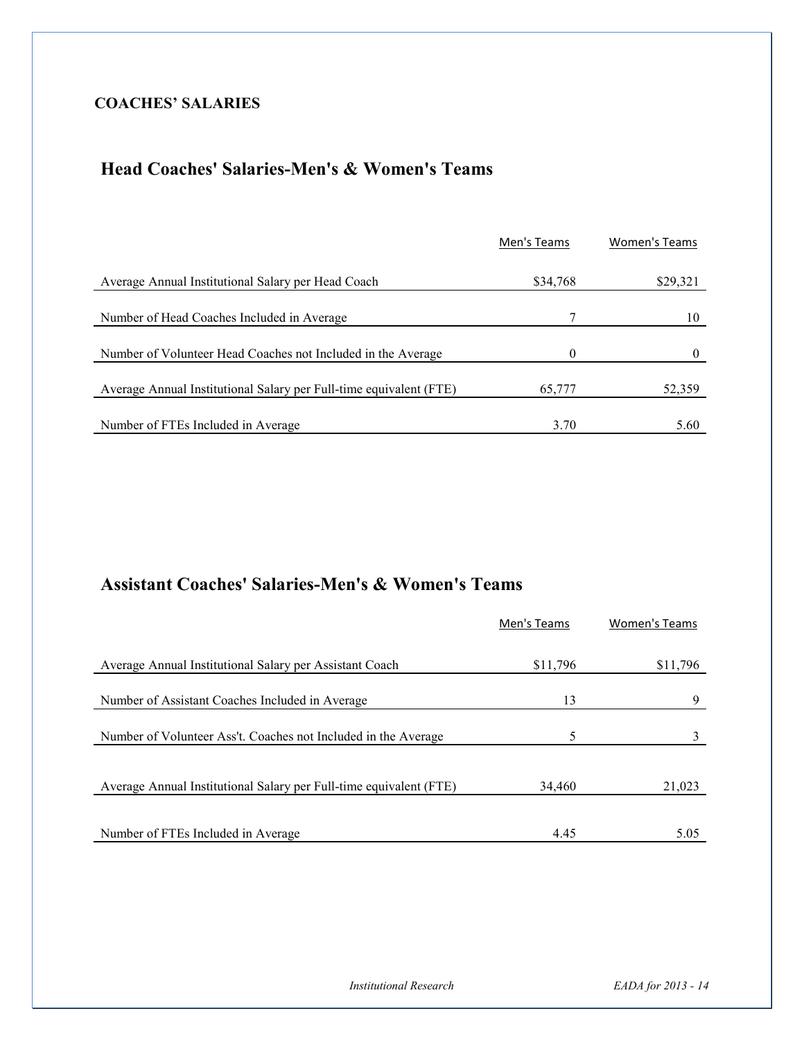**COACHES' SALARIES**

## Head Coaches' Salaries-Men's & Women's Teams

| | Men's Teams | Women's Teams |
|---|---|---|
| Average Annual Institutional Salary per Head Coach | $34,768 | $29,321 |
| Number of Head Coaches Included in Average | 7 | 10 |
| Number of Volunteer Head Coaches not Included in the Average | 0 | 0 |
| Average Annual Institutional Salary per Full-time equivalent (FTE) | 65,777 | 52,359 |
| Number of FTEs Included in Average | 3.70 | 5.60 |

## Assistant Coaches' Salaries-Men's & Women's Teams

| | Men's Teams | Women's Teams |
|---|---|---|
| Average Annual Institutional Salary per Assistant Coach | $11,796 | $11,796 |
| Number of Assistant Coaches Included in Average | 13 | 9 |
| Number of Volunteer Ass't. Coaches not Included in the Average | 5 | 3 |
| Average Annual Institutional Salary per Full-time equivalent (FTE) | 34,460 | 21,023 |
| Number of FTEs Included in Average | 4.45 | 5.05 |